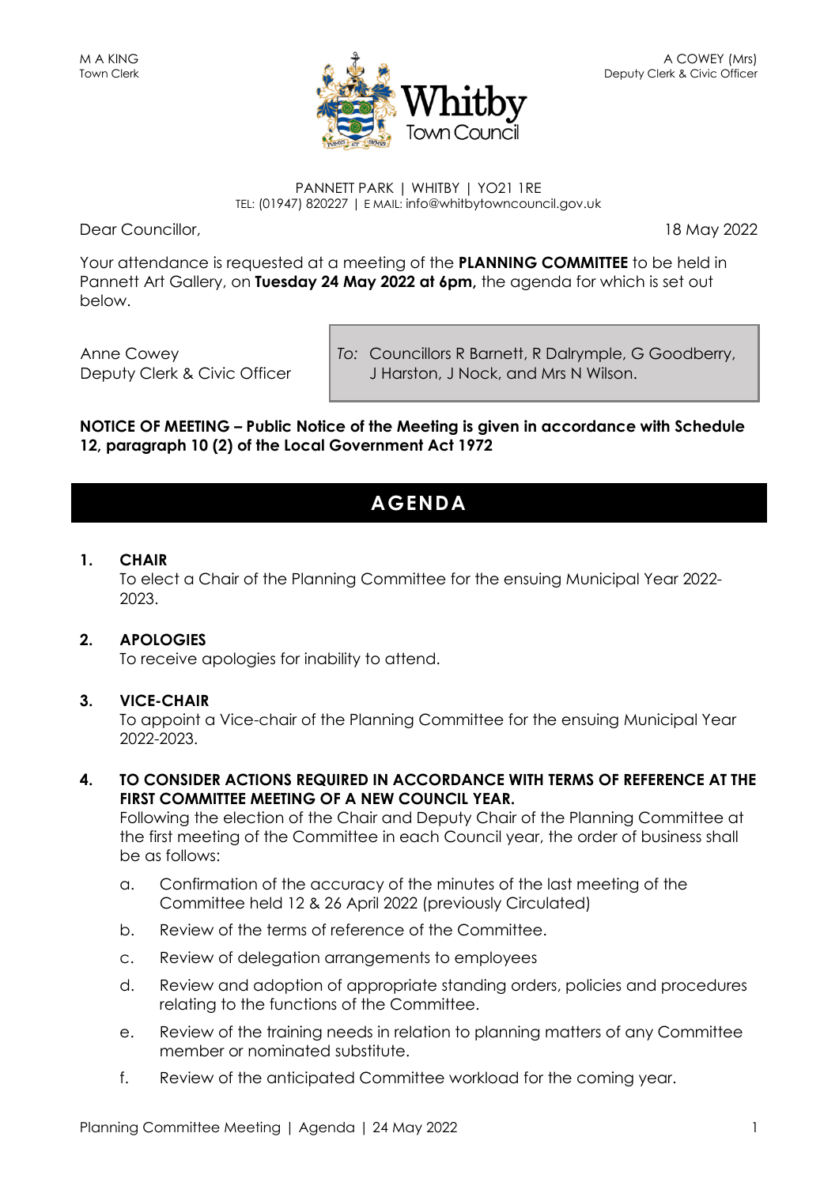M A KING
Town Clerk

A COWEY (Mrs)
Deputy Clerk & Civic Officer

# Whitby Town Council

PANNETT PARK | WHITBY | YO21 1RE
TEL: (01947) 820227 | E MAIL: info@whitbytowncouncil.gov.uk

Dear Councillor,

18 May 2022

Your attendance is requested at a meeting of the **PLANNING COMMITTEE** to be held in Pannett Art Gallery, on **Tuesday 24 May 2022 at 6pm,** the agenda for which is set out below.

Anne Cowey
Deputy Clerk & Civic Officer

*To:* Councillors R Barnett, R Dalrymple, G Goodberry, J Harston, J Nock, and Mrs N Wilson.

**NOTICE OF MEETING – Public Notice of the Meeting is given in accordance with Schedule 12, paragraph 10 (2) of the Local Government Act 1972**

# AGENDA

**1. CHAIR**

To elect a Chair of the Planning Committee for the ensuing Municipal Year 2022-2023.

**2. APOLOGIES**

To receive apologies for inability to attend.

**3. VICE-CHAIR**

To appoint a Vice-chair of the Planning Committee for the ensuing Municipal Year 2022-2023.

**4. TO CONSIDER ACTIONS REQUIRED IN ACCORDANCE WITH TERMS OF REFERENCE AT THE FIRST COMMITTEE MEETING OF A NEW COUNCIL YEAR.**

Following the election of the Chair and Deputy Chair of the Planning Committee at the first meeting of the Committee in each Council year, the order of business shall be as follows:

a. Confirmation of the accuracy of the minutes of the last meeting of the Committee held 12 & 26 April 2022 (previously Circulated)

b. Review of the terms of reference of the Committee.

c. Review of delegation arrangements to employees

d. Review and adoption of appropriate standing orders, policies and procedures relating to the functions of the Committee.

e. Review of the training needs in relation to planning matters of any Committee member or nominated substitute.

f. Review of the anticipated Committee workload for the coming year.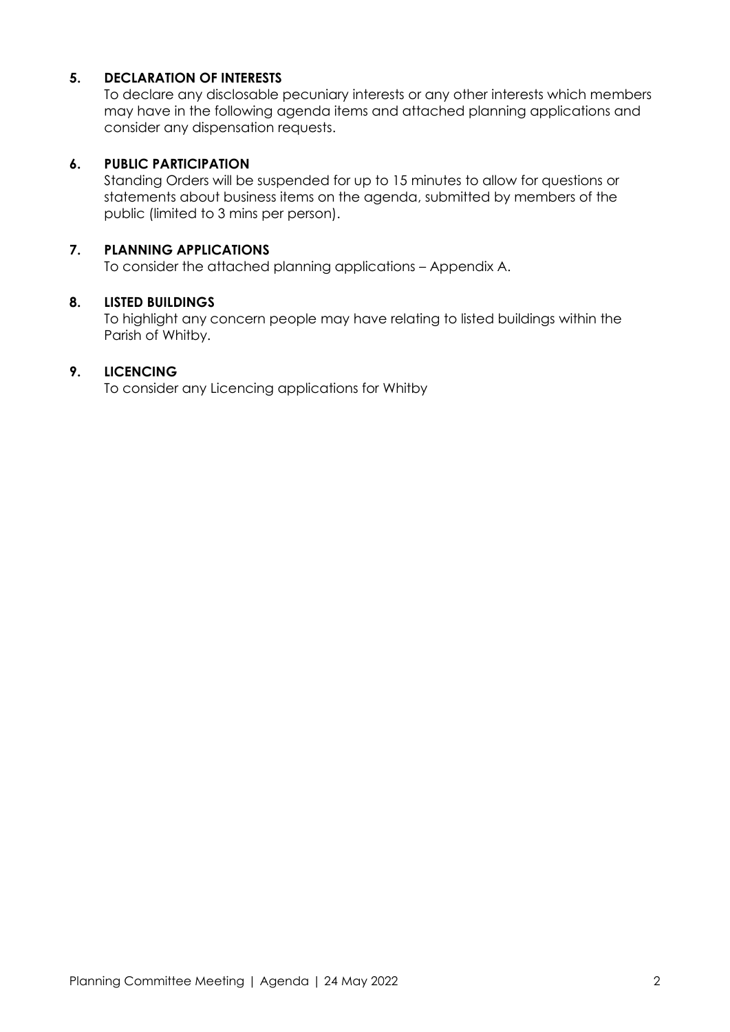**5. DECLARATION OF INTERESTS**

To declare any disclosable pecuniary interests or any other interests which members may have in the following agenda items and attached planning applications and consider any dispensation requests.

**6. PUBLIC PARTICIPATION**

Standing Orders will be suspended for up to 15 minutes to allow for questions or statements about business items on the agenda, submitted by members of the public (limited to 3 mins per person).

**7. PLANNING APPLICATIONS**

To consider the attached planning applications – Appendix A.

**8. LISTED BUILDINGS**

To highlight any concern people may have relating to listed buildings within the Parish of Whitby.

**9. LICENCING**

To consider any Licencing applications for Whitby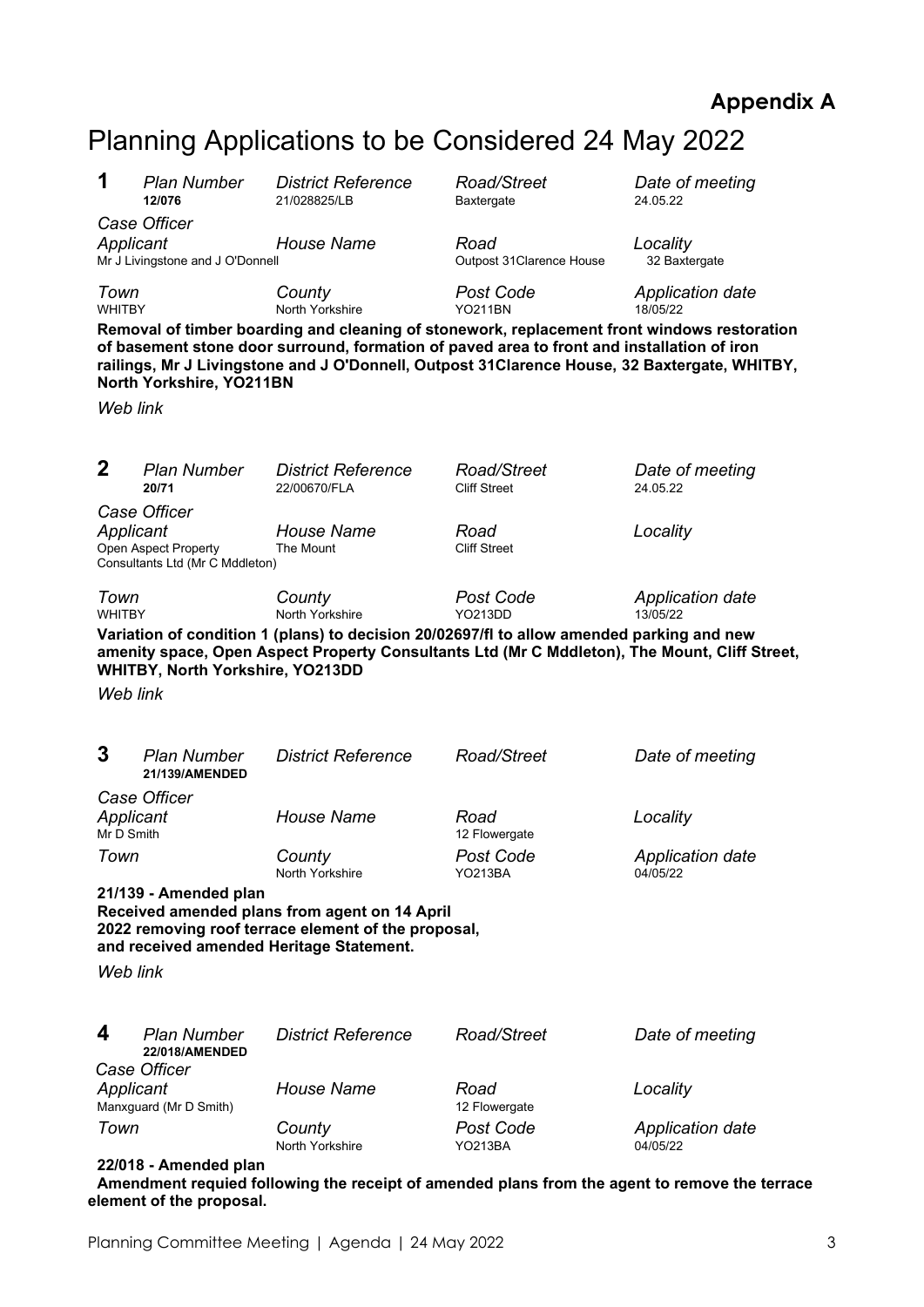**Appendix A**

# Planning Applications to be Considered 24 May 2022

## 1

| *Plan Number* | *District Reference* | *Road/Street* | *Date of meeting* |
|---|---|---|---|
| **12/076** | 21/028825/LB | Baxtergate | 24.05.22 |
| *Case Officer* | | | |
| *Applicant* | *House Name* | *Road* | *Locality* |
| Mr J Livingstone and J O'Donnell | | Outpost 31Clarence House | 32 Baxtergate |
| *Town* | *County* | *Post Code* | *Application date* |
| WHITBY | North Yorkshire | YO211BN | 18/05/22 |

**Removal of timber boarding and cleaning of stonework, replacement front windows restoration of basement stone door surround, formation of paved area to front and installation of iron railings, Mr J Livingstone and J O'Donnell, Outpost 31Clarence House, 32 Baxtergate, WHITBY, North Yorkshire, YO211BN**

*Web link*

## 2

| *Plan Number* | *District Reference* | *Road/Street* | *Date of meeting* |
|---|---|---|---|
| **20/71** | 22/00670/FLA | Cliff Street | 24.05.22 |
| *Case Officer* | | | |
| *Applicant* | *House Name* | *Road* | *Locality* |
| Open Aspect Property Consultants Ltd (Mr C Mddleton) | The Mount | Cliff Street | |
| *Town* | *County* | *Post Code* | *Application date* |
| WHITBY | North Yorkshire | YO213DD | 13/05/22 |

**Variation of condition 1 (plans) to decision 20/02697/fl to allow amended parking and new amenity space, Open Aspect Property Consultants Ltd (Mr C Mddleton), The Mount, Cliff Street, WHITBY, North Yorkshire, YO213DD**

*Web link*

## 3

| *Plan Number* | *District Reference* | *Road/Street* | *Date of meeting* |
|---|---|---|---|
| **21/139/AMENDED** | | | |
| *Case Officer* | | | |
| *Applicant* | *House Name* | *Road* | *Locality* |
| Mr D Smith | | 12 Flowergate | |
| *Town* | *County* | *Post Code* | *Application date* |
| | North Yorkshire | YO213BA | 04/05/22 |

**21/139 - Amended plan**
**Received amended plans from agent on 14 April 2022 removing roof terrace element of the proposal, and received amended Heritage Statement.**

*Web link*

## 4

| *Plan Number* | *District Reference* | *Road/Street* | *Date of meeting* |
|---|---|---|---|
| **22/018/AMENDED** | | | |
| *Case Officer* | | | |
| *Applicant* | *House Name* | *Road* | *Locality* |
| Manxguard (Mr D Smith) | | 12 Flowergate | |
| *Town* | *County* | *Post Code* | *Application date* |
| | North Yorkshire | YO213BA | 04/05/22 |

**22/018 - Amended plan**
**Amendment requied following the receipt of amended plans from the agent to remove the terrace element of the proposal.**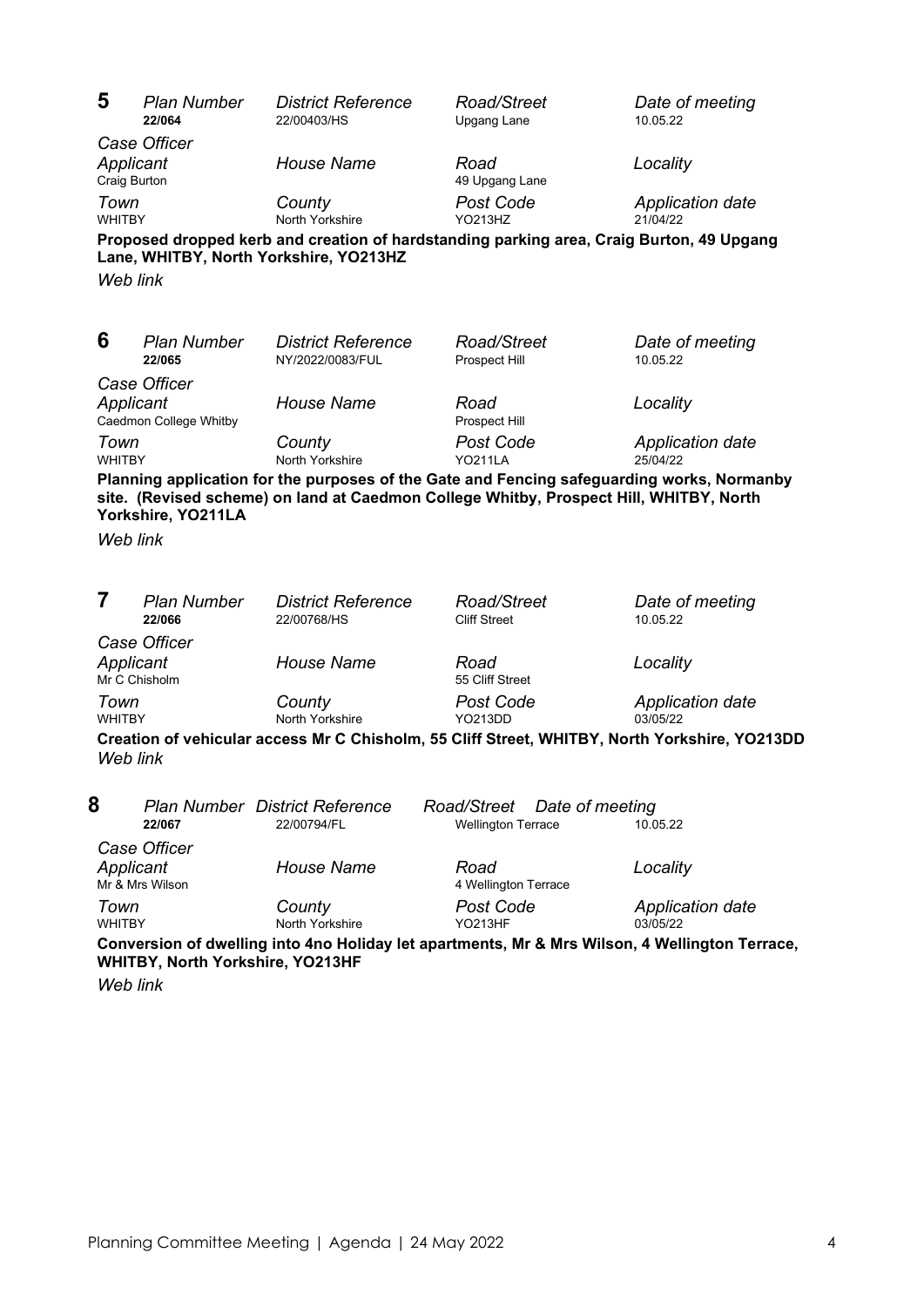**5**

| *Plan Number* | *District Reference* | *Road/Street* | *Date of meeting* |
|---|---|---|---|
| **22/064** | 22/00403/HS | Upgang Lane | 10.05.22 |
| *Case Officer* | | | |
| *Applicant* | *House Name* | *Road* | *Locality* |
| Craig Burton | | 49 Upgang Lane | |
| *Town* | *County* | *Post Code* | *Application date* |
| WHITBY | North Yorkshire | YO213HZ | 21/04/22 |

**Proposed dropped kerb and creation of hardstanding parking area, Craig Burton, 49 Upgang Lane, WHITBY, North Yorkshire, YO213HZ**

*Web link*

**6**

| *Plan Number* | *District Reference* | *Road/Street* | *Date of meeting* |
|---|---|---|---|
| **22/065** | NY/2022/0083/FUL | Prospect Hill | 10.05.22 |
| *Case Officer* | | | |
| *Applicant* | *House Name* | *Road* | *Locality* |
| Caedmon College Whitby | | Prospect Hill | |
| *Town* | *County* | *Post Code* | *Application date* |
| WHITBY | North Yorkshire | YO211LA | 25/04/22 |

**Planning application for the purposes of the Gate and Fencing safeguarding works, Normanby site. (Revised scheme) on land at Caedmon College Whitby, Prospect Hill, WHITBY, North Yorkshire, YO211LA**

*Web link*

**7**

| *Plan Number* | *District Reference* | *Road/Street* | *Date of meeting* |
|---|---|---|---|
| **22/066** | 22/00768/HS | Cliff Street | 10.05.22 |
| *Case Officer* | | | |
| *Applicant* | *House Name* | *Road* | *Locality* |
| Mr C Chisholm | | 55 Cliff Street | |
| *Town* | *County* | *Post Code* | *Application date* |
| WHITBY | North Yorkshire | YO213DD | 03/05/22 |

**Creation of vehicular access Mr C Chisholm, 55 Cliff Street, WHITBY, North Yorkshire, YO213DD**

*Web link*

**8**

| *Plan Number* | *District Reference* | *Road/Street* | *Date of meeting* |
|---|---|---|---|
| **22/067** | 22/00794/FL | Wellington Terrace | 10.05.22 |
| *Case Officer* | | | |
| *Applicant* | *House Name* | *Road* | *Locality* |
| Mr & Mrs Wilson | | 4 Wellington Terrace | |
| *Town* | *County* | *Post Code* | *Application date* |
| WHITBY | North Yorkshire | YO213HF | 03/05/22 |

**Conversion of dwelling into 4no Holiday let apartments, Mr & Mrs Wilson, 4 Wellington Terrace, WHITBY, North Yorkshire, YO213HF**

*Web link*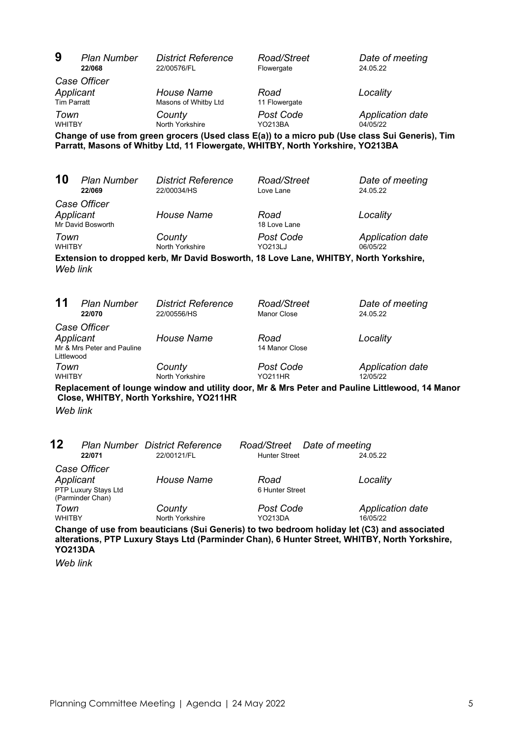## 9

| *Plan Number* | *District Reference* | *Road/Street* | *Date of meeting* |
|---|---|---|---|
| **22/068** | 22/00576/FL | Flowergate | 24.05.22 |
| *Case Officer* | | | |
| *Applicant* | *House Name* | *Road* | *Locality* |
| Tim Parratt | Masons of Whitby Ltd | 11 Flowergate | |
| *Town* | *County* | *Post Code* | *Application date* |
| WHITBY | North Yorkshire | YO213BA | 04/05/22 |

**Change of use from green grocers (Used class E(a)) to a micro pub (Use class Sui Generis), Tim Parratt, Masons of Whitby Ltd, 11 Flowergate, WHITBY, North Yorkshire, YO213BA**

## 10

| *Plan Number* | *District Reference* | *Road/Street* | *Date of meeting* |
|---|---|---|---|
| **22/069** | 22/00034/HS | Love Lane | 24.05.22 |
| *Case Officer* | | | |
| *Applicant* | *House Name* | *Road* | *Locality* |
| Mr David Bosworth | | 18 Love Lane | |
| *Town* | *County* | *Post Code* | *Application date* |
| WHITBY | North Yorkshire | YO213LJ | 06/05/22 |

**Extension to dropped kerb, Mr David Bosworth, 18 Love Lane, WHITBY, North Yorkshire,**

*Web link*

## 11

| *Plan Number* | *District Reference* | *Road/Street* | *Date of meeting* |
|---|---|---|---|
| **22/070** | 22/00556/HS | Manor Close | 24.05.22 |
| *Case Officer* | | | |
| *Applicant* | *House Name* | *Road* | *Locality* |
| Mr & Mrs Peter and Pauline Littlewood | | 14 Manor Close | |
| *Town* | *County* | *Post Code* | *Application date* |
| WHITBY | North Yorkshire | YO211HR | 12/05/22 |

**Replacement of lounge window and utility door, Mr & Mrs Peter and Pauline Littlewood, 14 Manor Close, WHITBY, North Yorkshire, YO211HR**

*Web link*

## 12

| *Plan Number* | *District Reference* | *Road/Street* | *Date of meeting* |
|---|---|---|---|
| **22/071** | 22/00121/FL | Hunter Street | 24.05.22 |
| *Case Officer* | | | |
| *Applicant* | *House Name* | *Road* | *Locality* |
| PTP Luxury Stays Ltd (Parminder Chan) | | 6 Hunter Street | |
| *Town* | *County* | *Post Code* | *Application date* |
| WHITBY | North Yorkshire | YO213DA | 16/05/22 |

**Change of use from beauticians (Sui Generis) to two bedroom holiday let (C3) and associated alterations, PTP Luxury Stays Ltd (Parminder Chan), 6 Hunter Street, WHITBY, North Yorkshire, YO213DA**

*Web link*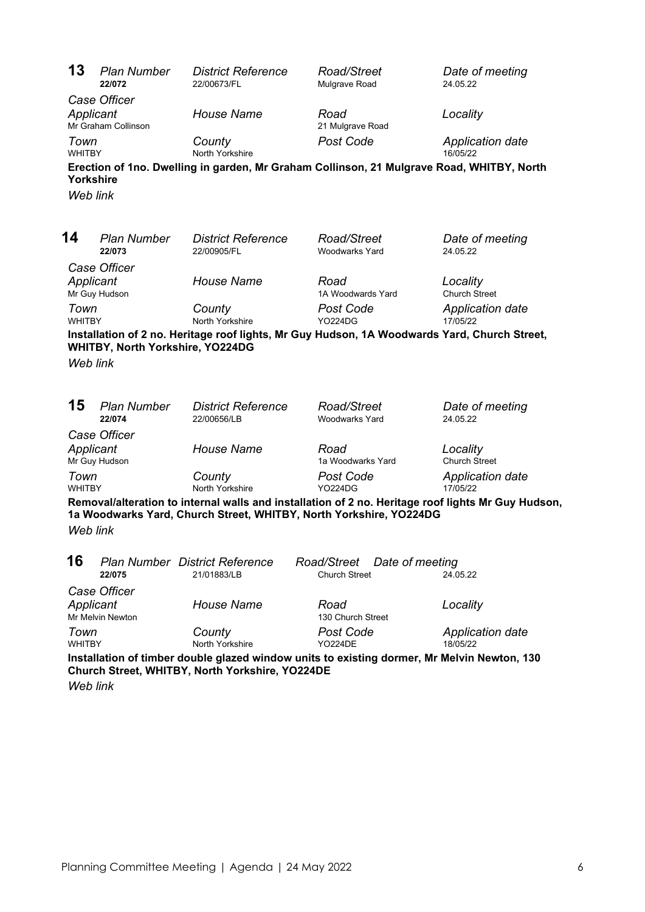## 13

| *Plan Number* | *District Reference* | *Road/Street* | *Date of meeting* |
|---|---|---|---|
| 22/072 | 22/00673/FL | Mulgrave Road | 24.05.22 |

*Case Officer*

| *Applicant* | *House Name* | *Road* | *Locality* |
|---|---|---|---|
| Mr Graham Collinson | | 21 Mulgrave Road | |
| ***Town*** | ***County*** | ***Post Code*** | ***Application date*** |
| WHITBY | North Yorkshire | | 16/05/22 |

**Erection of 1no. Dwelling in garden, Mr Graham Collinson, 21 Mulgrave Road, WHITBY, North Yorkshire**

*Web link*

## 14

| *Plan Number* | *District Reference* | *Road/Street* | *Date of meeting* |
|---|---|---|---|
| 22/073 | 22/00905/FL | Woodwarks Yard | 24.05.22 |

*Case Officer*

| *Applicant* | *House Name* | *Road* | *Locality* |
|---|---|---|---|
| Mr Guy Hudson | | 1A Woodwards Yard | Church Street |
| ***Town*** | ***County*** | ***Post Code*** | ***Application date*** |
| WHITBY | North Yorkshire | YO224DG | 17/05/22 |

**Installation of 2 no. Heritage roof lights, Mr Guy Hudson, 1A Woodwards Yard, Church Street, WHITBY, North Yorkshire, YO224DG**

*Web link*

## 15

| *Plan Number* | *District Reference* | *Road/Street* | *Date of meeting* |
|---|---|---|---|
| 22/074 | 22/00656/LB | Woodwarks Yard | 24.05.22 |

*Case Officer*

| *Applicant* | *House Name* | *Road* | *Locality* |
|---|---|---|---|
| Mr Guy Hudson | | 1a Woodwarks Yard | Church Street |
| ***Town*** | ***County*** | ***Post Code*** | ***Application date*** |
| WHITBY | North Yorkshire | YO224DG | 17/05/22 |

**Removal/alteration to internal walls and installation of 2 no. Heritage roof lights Mr Guy Hudson, 1a Woodwarks Yard, Church Street, WHITBY, North Yorkshire, YO224DG**

*Web link*

## 16

| *Plan Number* | *District Reference* | *Road/Street* | *Date of meeting* |
|---|---|---|---|
| 22/075 | 21/01883/LB | Church Street | 24.05.22 |

*Case Officer*

| *Applicant* | *House Name* | *Road* | *Locality* |
|---|---|---|---|
| Mr Melvin Newton | | 130 Church Street | |
| ***Town*** | ***County*** | ***Post Code*** | ***Application date*** |
| WHITBY | North Yorkshire | YO224DE | 18/05/22 |

**Installation of timber double glazed window units to existing dormer, Mr Melvin Newton, 130 Church Street, WHITBY, North Yorkshire, YO224DE**

*Web link*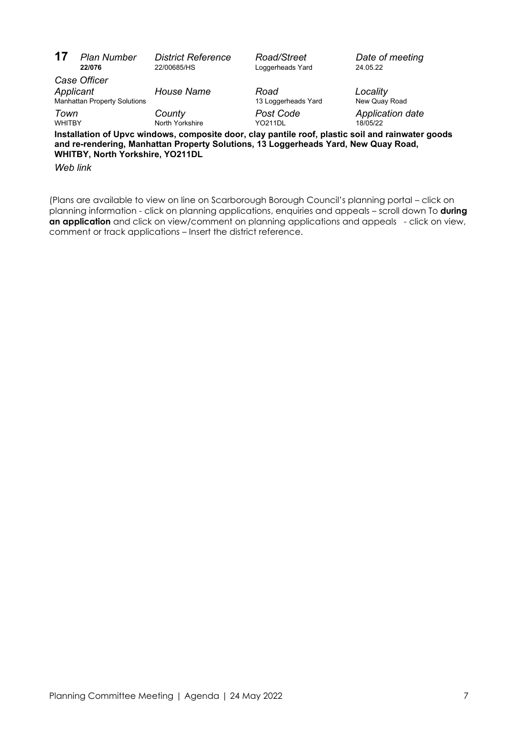| **17** | *Plan Number* | *District Reference* | *Road/Street* | *Date of meeting* |
|---|---|---|---|---|
| | **22/076** | 22/00685/HS | Loggerheads Yard | 24.05.22 |
| *Case Officer* | | | | |
| *Applicant* | | *House Name* | *Road* | *Locality* |
| Manhattan Property Solutions | | | 13 Loggerheads Yard | New Quay Road |
| *Town* | | *County* | *Post Code* | *Application date* |
| WHITBY | | North Yorkshire | YO211DL | 18/05/22 |

**Installation of Upvc windows, composite door, clay pantile roof, plastic soil and rainwater goods and re-rendering, Manhattan Property Solutions, 13 Loggerheads Yard, New Quay Road, WHITBY, North Yorkshire, YO211DL**

*Web link*

(Plans are available to view on line on Scarborough Borough Council's planning portal – click on planning information - click on planning applications, enquiries and appeals – scroll down To **during an application** and click on view/comment on planning applications and appeals - click on view, comment or track applications – Insert the district reference.